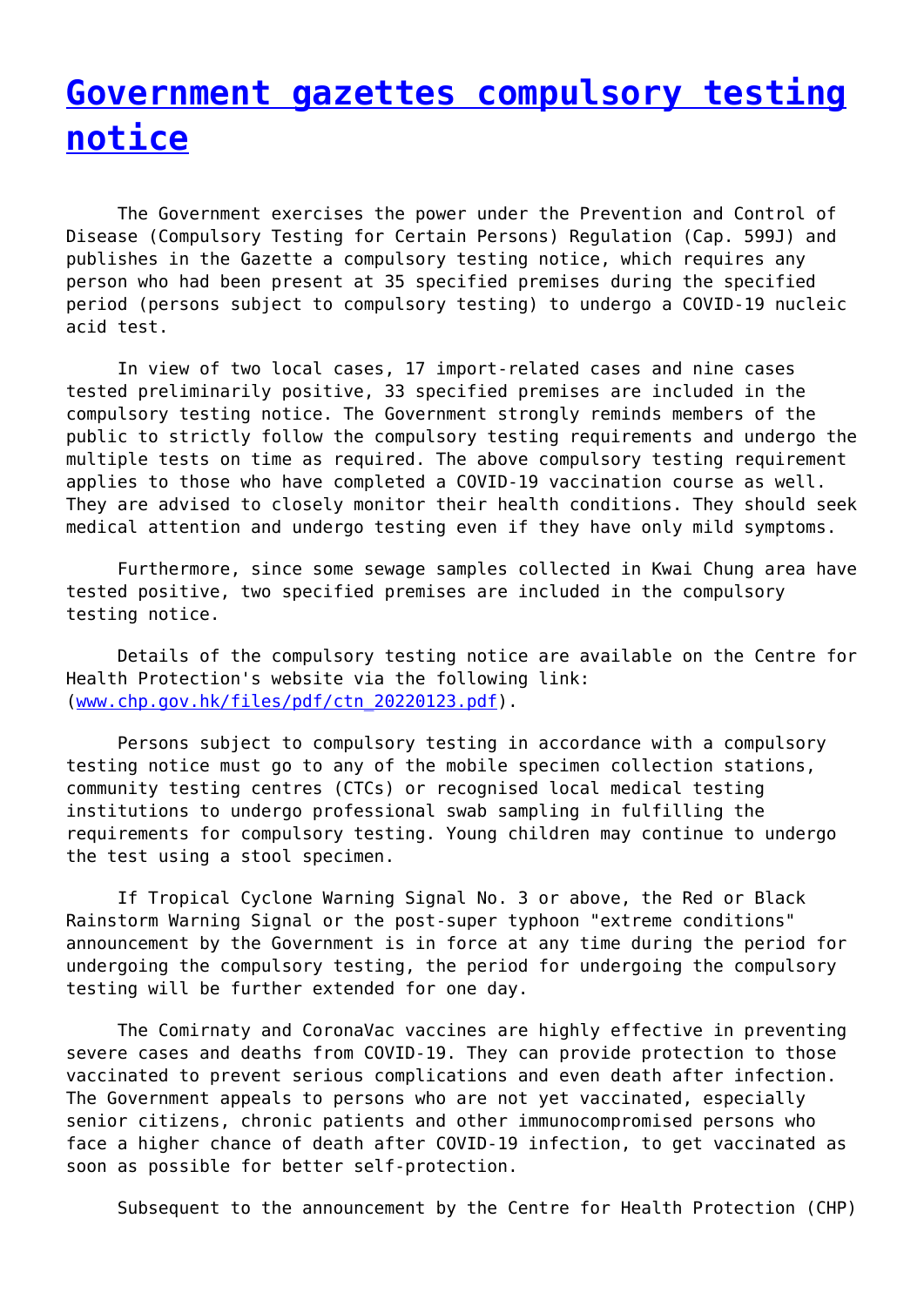# [Government gazettes compulsory testing notice]

The Government exercises the power under the Prevention and Control of Disease (Compulsory Testing for Certain Persons) Regulation (Cap. 599J) and publishes in the Gazette a compulsory testing notice, which requires any person who had been present at 35 specified premises during the specified period (persons subject to compulsory testing) to undergo a COVID-19 nucleic acid test.

In view of two local cases, 17 import-related cases and nine cases tested preliminarily positive, 33 specified premises are included in the compulsory testing notice. The Government strongly reminds members of the public to strictly follow the compulsory testing requirements and undergo the multiple tests on time as required. The above compulsory testing requirement applies to those who have completed a COVID-19 vaccination course as well. They are advised to closely monitor their health conditions. They should seek medical attention and undergo testing even if they have only mild symptoms.

Furthermore, since some sewage samples collected in Kwai Chung area have tested positive, two specified premises are included in the compulsory testing notice.

Details of the compulsory testing notice are available on the Centre for Health Protection's website via the following link: ([www.chp.gov.hk/files/pdf/ctn_20220123.pdf](www.chp.gov.hk/files/pdf/ctn_20220123.pdf)).

Persons subject to compulsory testing in accordance with a compulsory testing notice must go to any of the mobile specimen collection stations, community testing centres (CTCs) or recognised local medical testing institutions to undergo professional swab sampling in fulfilling the requirements for compulsory testing. Young children may continue to undergo the test using a stool specimen.

If Tropical Cyclone Warning Signal No. 3 or above, the Red or Black Rainstorm Warning Signal or the post-super typhoon "extreme conditions" announcement by the Government is in force at any time during the period for undergoing the compulsory testing, the period for undergoing the compulsory testing will be further extended for one day.

The Comirnaty and CoronaVac vaccines are highly effective in preventing severe cases and deaths from COVID-19. They can provide protection to those vaccinated to prevent serious complications and even death after infection. The Government appeals to persons who are not yet vaccinated, especially senior citizens, chronic patients and other immunocompromised persons who face a higher chance of death after COVID-19 infection, to get vaccinated as soon as possible for better self-protection.

Subsequent to the announcement by the Centre for Health Protection (CHP)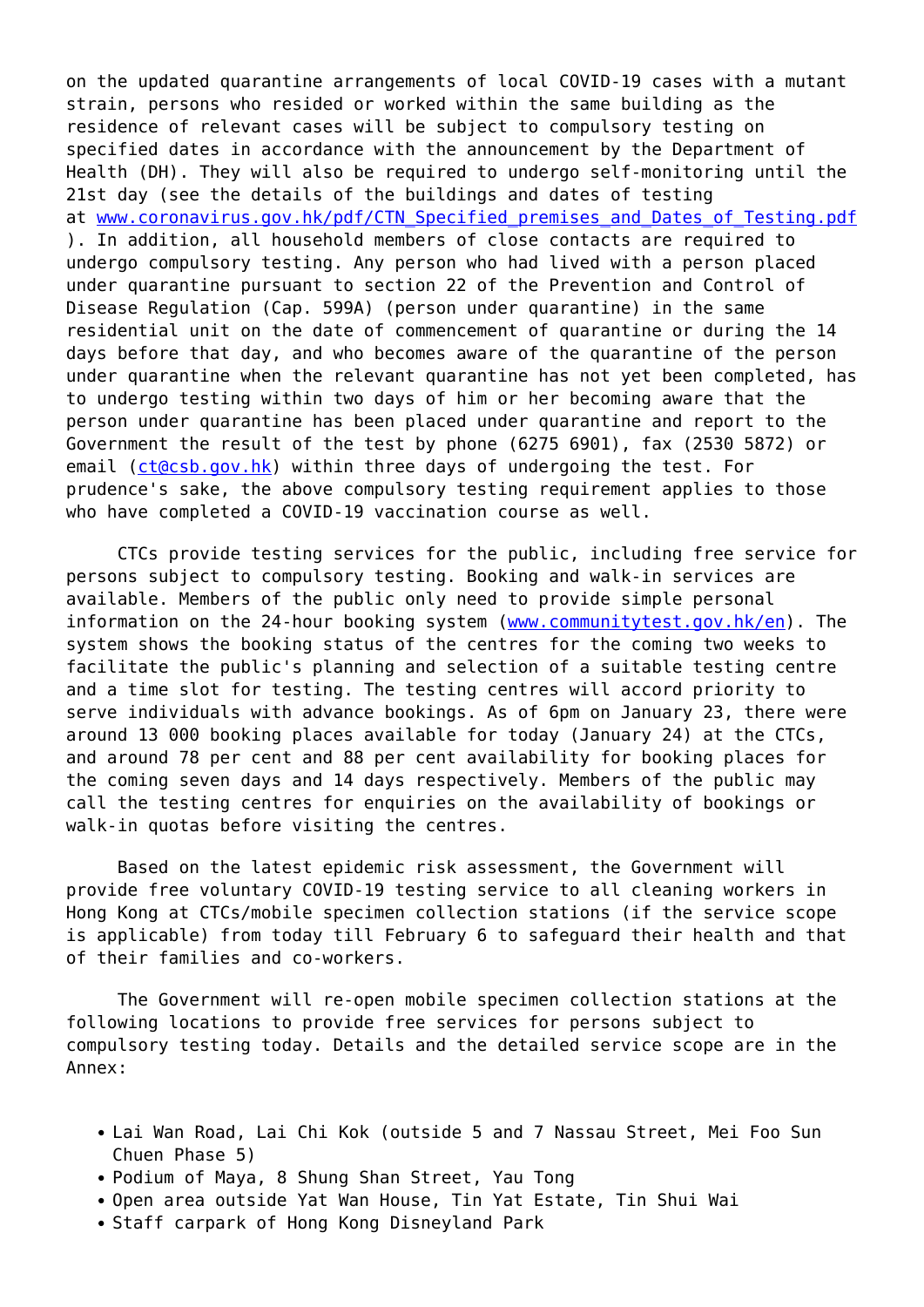on the updated quarantine arrangements of local COVID-19 cases with a mutant strain, persons who resided or worked within the same building as the residence of relevant cases will be subject to compulsory testing on specified dates in accordance with the announcement by the Department of Health (DH). They will also be required to undergo self-monitoring until the 21st day (see the details of the buildings and dates of testing at [www.coronavirus.gov.hk/pdf/CTN_Specified_premises_and_Dates_of_Testing.pdf](www.coronavirus.gov.hk/pdf/CTN_Specified_premises_and_Dates_of_Testing.pdf)). In addition, all household members of close contacts are required to undergo compulsory testing. Any person who had lived with a person placed under quarantine pursuant to section 22 of the Prevention and Control of Disease Regulation (Cap. 599A) (person under quarantine) in the same residential unit on the date of commencement of quarantine or during the 14 days before that day, and who becomes aware of the quarantine of the person under quarantine when the relevant quarantine has not yet been completed, has to undergo testing within two days of him or her becoming aware that the person under quarantine has been placed under quarantine and report to the Government the result of the test by phone (6275 6901), fax (2530 5872) or email ([ct@csb.gov.hk](mailto:ct@csb.gov.hk)) within three days of undergoing the test. For prudence's sake, the above compulsory testing requirement applies to those who have completed a COVID-19 vaccination course as well.

CTCs provide testing services for the public, including free service for persons subject to compulsory testing. Booking and walk-in services are available. Members of the public only need to provide simple personal information on the 24-hour booking system ([www.communitytest.gov.hk/en](www.communitytest.gov.hk/en)). The system shows the booking status of the centres for the coming two weeks to facilitate the public's planning and selection of a suitable testing centre and a time slot for testing. The testing centres will accord priority to serve individuals with advance bookings. As of 6pm on January 23, there were around 13 000 booking places available for today (January 24) at the CTCs, and around 78 per cent and 88 per cent availability for booking places for the coming seven days and 14 days respectively. Members of the public may call the testing centres for enquiries on the availability of bookings or walk-in quotas before visiting the centres.

Based on the latest epidemic risk assessment, the Government will provide free voluntary COVID-19 testing service to all cleaning workers in Hong Kong at CTCs/mobile specimen collection stations (if the service scope is applicable) from today till February 6 to safeguard their health and that of their families and co-workers.

The Government will re-open mobile specimen collection stations at the following locations to provide free services for persons subject to compulsory testing today. Details and the detailed service scope are in the Annex:

- Lai Wan Road, Lai Chi Kok (outside 5 and 7 Nassau Street, Mei Foo Sun Chuen Phase 5)
- Podium of Maya, 8 Shung Shan Street, Yau Tong
- Open area outside Yat Wan House, Tin Yat Estate, Tin Shui Wai
- Staff carpark of Hong Kong Disneyland Park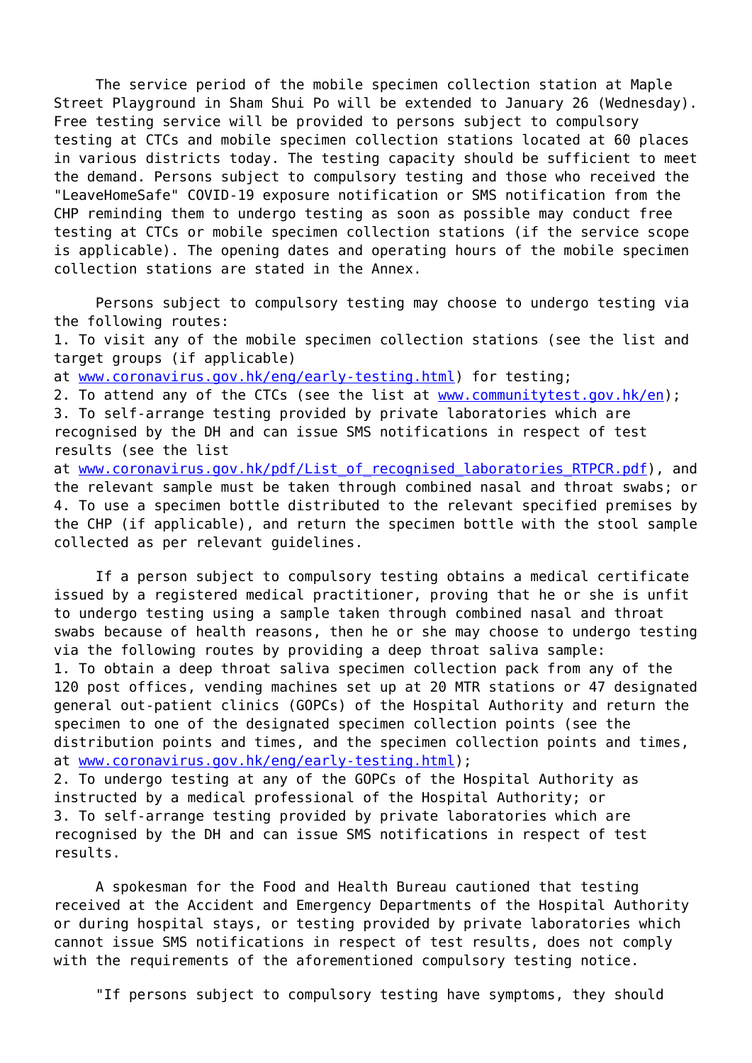The service period of the mobile specimen collection station at Maple Street Playground in Sham Shui Po will be extended to January 26 (Wednesday). Free testing service will be provided to persons subject to compulsory testing at CTCs and mobile specimen collection stations located at 60 places in various districts today. The testing capacity should be sufficient to meet the demand. Persons subject to compulsory testing and those who received the "LeaveHomeSafe" COVID-19 exposure notification or SMS notification from the CHP reminding them to undergo testing as soon as possible may conduct free testing at CTCs or mobile specimen collection stations (if the service scope is applicable). The opening dates and operating hours of the mobile specimen collection stations are stated in the Annex.

Persons subject to compulsory testing may choose to undergo testing via the following routes:

1. To visit any of the mobile specimen collection stations (see the list and target groups (if applicable) at www.coronavirus.gov.hk/eng/early-testing.html) for testing;
2. To attend any of the CTCs (see the list at www.communitytest.gov.hk/en);
3. To self-arrange testing provided by private laboratories which are recognised by the DH and can issue SMS notifications in respect of test results (see the list at www.coronavirus.gov.hk/pdf/List_of_recognised_laboratories_RTPCR.pdf), and the relevant sample must be taken through combined nasal and throat swabs; or
4. To use a specimen bottle distributed to the relevant specified premises by the CHP (if applicable), and return the specimen bottle with the stool sample collected as per relevant guidelines.

If a person subject to compulsory testing obtains a medical certificate issued by a registered medical practitioner, proving that he or she is unfit to undergo testing using a sample taken through combined nasal and throat swabs because of health reasons, then he or she may choose to undergo testing via the following routes by providing a deep throat saliva sample:

1. To obtain a deep throat saliva specimen collection pack from any of the 120 post offices, vending machines set up at 20 MTR stations or 47 designated general out-patient clinics (GOPCs) of the Hospital Authority and return the specimen to one of the designated specimen collection points (see the distribution points and times, and the specimen collection points and times, at www.coronavirus.gov.hk/eng/early-testing.html);
2. To undergo testing at any of the GOPCs of the Hospital Authority as instructed by a medical professional of the Hospital Authority; or
3. To self-arrange testing provided by private laboratories which are recognised by the DH and can issue SMS notifications in respect of test results.

A spokesman for the Food and Health Bureau cautioned that testing received at the Accident and Emergency Departments of the Hospital Authority or during hospital stays, or testing provided by private laboratories which cannot issue SMS notifications in respect of test results, does not comply with the requirements of the aforementioned compulsory testing notice.

"If persons subject to compulsory testing have symptoms, they should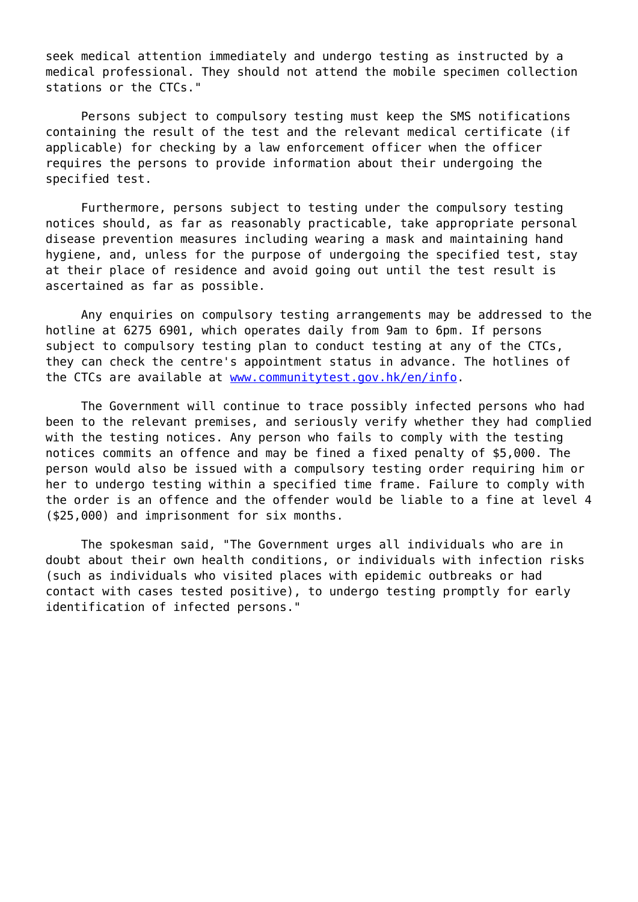seek medical attention immediately and undergo testing as instructed by a medical professional. They should not attend the mobile specimen collection stations or the CTCs."

Persons subject to compulsory testing must keep the SMS notifications containing the result of the test and the relevant medical certificate (if applicable) for checking by a law enforcement officer when the officer requires the persons to provide information about their undergoing the specified test.

Furthermore, persons subject to testing under the compulsory testing notices should, as far as reasonably practicable, take appropriate personal disease prevention measures including wearing a mask and maintaining hand hygiene, and, unless for the purpose of undergoing the specified test, stay at their place of residence and avoid going out until the test result is ascertained as far as possible.

Any enquiries on compulsory testing arrangements may be addressed to the hotline at 6275 6901, which operates daily from 9am to 6pm. If persons subject to compulsory testing plan to conduct testing at any of the CTCs, they can check the centre's appointment status in advance. The hotlines of the CTCs are available at [www.communitytest.gov.hk/en/info](http://www.communitytest.gov.hk/en/info).

The Government will continue to trace possibly infected persons who had been to the relevant premises, and seriously verify whether they had complied with the testing notices. Any person who fails to comply with the testing notices commits an offence and may be fined a fixed penalty of $5,000. The person would also be issued with a compulsory testing order requiring him or her to undergo testing within a specified time frame. Failure to comply with the order is an offence and the offender would be liable to a fine at level 4 ($25,000) and imprisonment for six months.

The spokesman said, "The Government urges all individuals who are in doubt about their own health conditions, or individuals with infection risks (such as individuals who visited places with epidemic outbreaks or had contact with cases tested positive), to undergo testing promptly for early identification of infected persons."